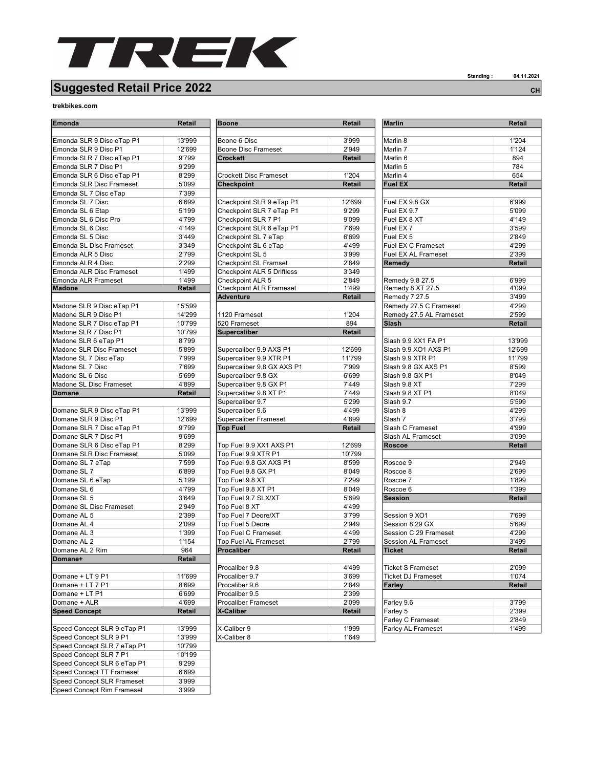TREK

Standing : 04.11.2021

## Suggested Retail Price 2022

CH

trekbikes.com

| Emonda | Retail |
|---|---|
| Emonda SLR 9 Disc eTap P1 | 13'999 |
| Emonda SLR 9 Disc P1 | 12'699 |
| Emonda SLR 7 Disc eTap P1 | 9'799 |
| Emonda SLR 7 Disc P1 | 9'299 |
| Emonda SLR 6 Disc eTap P1 | 8'299 |
| Emonda SLR Disc Frameset | 5'099 |
| Emonda SL 7 Disc eTap | 7'399 |
| Emonda SL 7 Disc | 6'699 |
| Emonda SL 6 Etap | 5'199 |
| Emonda SL 6 Disc Pro | 4'799 |
| Emonda SL 6 Disc | 4'149 |
| Emonda SL 5 Disc | 3'449 |
| Emonda SL Disc Frameset | 3'349 |
| Emonda ALR 5 Disc | 2'799 |
| Emonda ALR 4 Disc | 2'299 |
| Emonda ALR Disc Frameset | 1'499 |
| Emonda ALR Frameset | 1'499 |

| Madone | Retail |
|---|---|
| Madone SLR 9 Disc eTap P1 | 15'599 |
| Madone SLR 9 Disc P1 | 14'299 |
| Madone SLR 7 Disc eTap P1 | 10'799 |
| Madone SLR 7 Disc P1 | 10'799 |
| Madone SLR 6 eTap P1 | 8'799 |
| Madone SLR Disc Frameset | 5'899 |
| Madone SL 7 Disc eTap | 7'999 |
| Madone SL 7 Disc | 7'699 |
| Madone SL 6 Disc | 5'699 |
| Madone SL Disc Frameset | 4'899 |

| Domane | Retail |
|---|---|
| Domane SLR 9 Disc eTap P1 | 13'999 |
| Domane SLR 9 Disc P1 | 12'699 |
| Domane SLR 7 Disc eTap P1 | 9'799 |
| Domane SLR 7 Disc P1 | 9'699 |
| Domane SLR 6 Disc eTap P1 | 8'299 |
| Domane SLR Disc Frameset | 5'099 |
| Domane SL 7 eTap | 7'599 |
| Domane SL 7 | 6'899 |
| Domane SL 6 eTap | 5'199 |
| Domane SL 6 | 4'799 |
| Domane SL 5 | 3'649 |
| Domane SL Disc Frameset | 2'949 |
| Domane AL 5 | 2'399 |
| Domane AL 4 | 2'099 |
| Domane AL 3 | 1'399 |
| Domane AL 2 | 1'154 |
| Domane AL 2 Rim | 964 |

| Domane+ | Retail |
|---|---|
| Domane + LT 9 P1 | 11'699 |
| Domane + LT 7 P1 | 8'699 |
| Domane + LT P1 | 6'699 |
| Domane + ALR | 4'699 |

| Speed Concept | Retail |
|---|---|
| Speed Concept SLR 9 eTap P1 | 13'999 |
| Speed Concept SLR 9 P1 | 13'999 |
| Speed Concept SLR 7 eTap P1 | 10'799 |
| Speed Concept SLR 7 P1 | 10'199 |
| Speed Concept SLR 6 eTap P1 | 9'299 |
| Speed Concept TT Frameset | 6'699 |
| Speed Concept SLR Frameset | 3'999 |
| Speed Concept Rim Frameset | 3'999 |

| Boone | Retail |
|---|---|
| Boone 6 Disc | 3'999 |
| Boone Disc Frameset | 2'949 |

| Crockett | Retail |
|---|---|
| Crockett Disc Frameset | 1'204 |

| Checkpoint | Retail |
|---|---|
| Checkpoint SLR 9 eTap P1 | 12'699 |
| Checkpoint SLR 7 eTap P1 | 9'299 |
| Checkpoint SLR 7 P1 | 9'099 |
| Checkpoint SLR 6 eTap P1 | 7'699 |
| Checkpoint SL 7 eTap | 6'699 |
| Checkpoint SL 6 eTap | 4'499 |
| Checkpoint SL 5 | 3'999 |
| Checkpoint SL Framset | 2'849 |
| Checkpoint ALR 5 Driftless | 3'349 |
| Checkpoint ALR 5 | 2'849 |
| Checkpoint ALR Frameset | 1'499 |

| Adventure | Retail |
|---|---|
| 1120 Frameset | 1'204 |
| 520 Frameset | 894 |

| Supercaliber | Retail |
|---|---|
| Supercaliber 9.9 AXS P1 | 12'699 |
| Supercaliber 9.9 XTR P1 | 11'799 |
| Supercaliber 9.8 GX AXS P1 | 7'999 |
| Supercaliber 9.8 GX | 6'699 |
| Supercaliber 9.8 GX P1 | 7'449 |
| Supercaliber 9.8 XT P1 | 7'449 |
| Supercaliber 9.7 | 5'299 |
| Supercaliber 9.6 | 4'499 |
| Supercaliber Frameset | 4'899 |

| Top Fuel | Retail |
|---|---|
| Top Fuel 9.9 XX1 AXS P1 | 12'699 |
| Top Fuel 9.9 XTR P1 | 10'799 |
| Top Fuel 9.8 GX AXS P1 | 8'599 |
| Top Fuel 9.8 GX P1 | 8'049 |
| Top Fuel 9.8 XT | 7'299 |
| Top Fuel 9.8 XT P1 | 8'049 |
| Top Fuel 9.7 SLX/XT | 5'699 |
| Top Fuel 8 XT | 4'499 |
| Top Fuel 7 Deore/XT | 3'799 |
| Top Fuel 5 Deore | 2'949 |
| Top Fuel C Frameset | 4'499 |
| Top Fuel AL Frameset | 2'799 |

| Procaliber | Retail |
|---|---|
| Procaliber 9.8 | 4'499 |
| Procaliber 9.7 | 3'699 |
| Procaliber 9.6 | 2'849 |
| Procaliber 9.5 | 2'399 |
| Procaliber Frameset | 2'099 |

| X-Caliber | Retail |
|---|---|
| X-Caliber 9 | 1'999 |
| X-Caliber 8 | 1'649 |

| Marlin | Retail |
|---|---|
| Marlin 8 | 1'204 |
| Marlin 7 | 1'124 |
| Marlin 6 | 894 |
| Marlin 5 | 784 |
| Marlin 4 | 654 |

| Fuel EX | Retail |
|---|---|
| Fuel EX 9.8 GX | 6'999 |
| Fuel EX 9.7 | 5'099 |
| Fuel EX 8 XT | 4'149 |
| Fuel EX 7 | 3'599 |
| Fuel EX 5 | 2'849 |
| Fuel EX C Frameset | 4'299 |
| Fuel EX AL Frameset | 2'399 |

| Remedy | Retail |
|---|---|
| Remedy 9.8 27.5 | 6'999 |
| Remedy 8 XT 27.5 | 4'099 |
| Remedy 7 27.5 | 3'499 |
| Remedy 27.5 C Frameset | 4'299 |
| Remedy 27.5 AL Frameset | 2'599 |

| Slash | Retail |
|---|---|
| Slash 9.9 XX1 FA P1 | 13'999 |
| Slash 9.9 XO1 AXS P1 | 12'699 |
| Slash 9.9 XTR P1 | 11'799 |
| Slash 9.8 GX AXS P1 | 8'599 |
| Slash 9.8 GX P1 | 8'049 |
| Slash 9.8 XT | 7'299 |
| Slash 9.8 XT P1 | 8'049 |
| Slash 9.7 | 5'599 |
| Slash 8 | 4'299 |
| Slash 7 | 3'799 |
| Slash C Frameset | 4'999 |
| Slash AL Frameset | 3'099 |

| Roscoe | Retail |
|---|---|
| Roscoe 9 | 2'949 |
| Roscoe 8 | 2'699 |
| Roscoe 7 | 1'899 |
| Roscoe 6 | 1'399 |

| Session | Retail |
|---|---|
| Session 9 XO1 | 7'699 |
| Session 8 29 GX | 5'699 |
| Session C 29 Frameset | 4'299 |
| Session AL Frameset | 3'499 |

| Ticket | Retail |
|---|---|
| Ticket S Frameset | 2'099 |
| Ticket DJ Frameset | 1'074 |

| Farley | Retail |
|---|---|
| Farley 9.6 | 3'799 |
| Farley 5 | 2'399 |
| Farley C Frameset | 2'849 |
| Farley AL Frameset | 1'499 |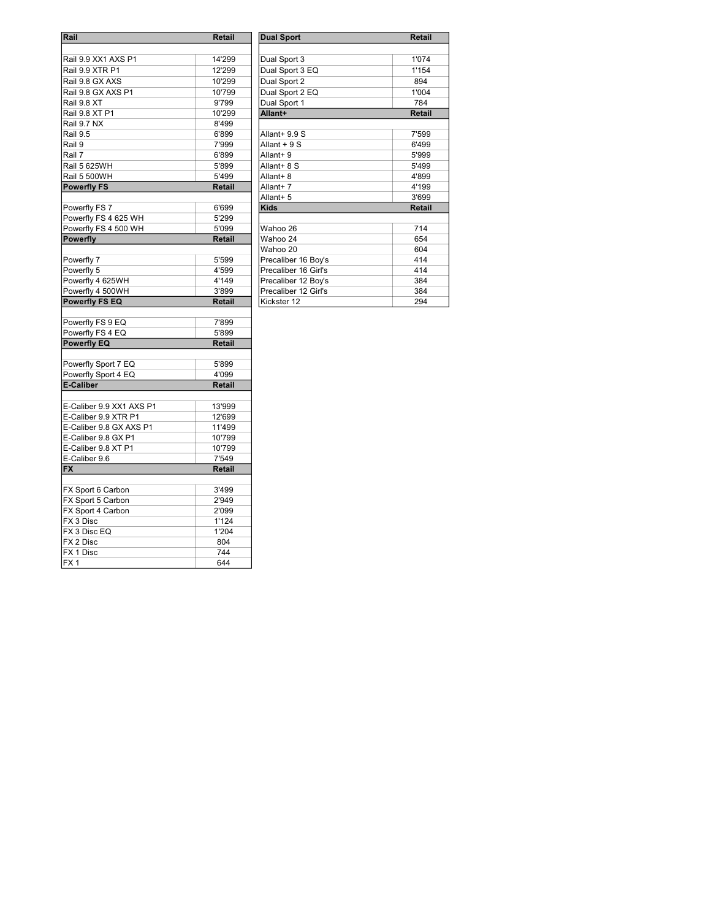| Rail | Retail |
| --- | --- |
| | |
| Rail 9.9 XX1 AXS P1 | 14'299 |
| Rail 9.9 XTR P1 | 12'299 |
| Rail 9.8 GX AXS | 10'299 |
| Rail 9.8 GX AXS P1 | 10'799 |
| Rail 9.8 XT | 9'799 |
| Rail 9.8 XT P1 | 10'299 |
| Rail 9.7 NX | 8'499 |
| Rail 9.5 | 6'899 |
| Rail 9 | 7'999 |
| Rail 7 | 6'899 |
| Rail 5 625WH | 5'899 |
| Rail 5 500WH | 5'499 |
| **Powerfly FS** | **Retail** |
| | |
| Powerfly FS 7 | 6'699 |
| Powerfly FS 4 625 WH | 5'299 |
| Powerfly FS 4 500 WH | 5'099 |
| **Powerfly** | **Retail** |
| | |
| Powerfly 7 | 5'599 |
| Powerfly 5 | 4'599 |
| Powerfly 4 625WH | 4'149 |
| Powerfly 4 500WH | 3'899 |
| **Powerfly FS EQ** | **Retail** |
| | |
| Powerfly FS 9 EQ | 7'899 |
| Powerfly FS 4 EQ | 5'899 |
| **Powerfly EQ** | **Retail** |
| | |
| Powerfly Sport 7 EQ | 5'899 |
| Powerfly Sport 4 EQ | 4'099 |
| **E-Caliber** | **Retail** |
| | |
| E-Caliber 9.9 XX1 AXS P1 | 13'999 |
| E-Caliber 9.9 XTR P1 | 12'699 |
| E-Caliber 9.8 GX AXS P1 | 11'499 |
| E-Caliber 9.8 GX P1 | 10'799 |
| E-Caliber 9.8 XT P1 | 10'799 |
| E-Caliber 9.6 | 7'549 |
| **FX** | **Retail** |
| | |
| FX Sport 6 Carbon | 3'499 |
| FX Sport 5 Carbon | 2'949 |
| FX Sport 4 Carbon | 2'099 |
| FX 3 Disc | 1'124 |
| FX 3 Disc EQ | 1'204 |
| FX 2 Disc | 804 |
| FX 1 Disc | 744 |
| FX 1 | 644 |

| Dual Sport | Retail |
| --- | --- |
| | |
| Dual Sport 3 | 1'074 |
| Dual Sport 3 EQ | 1'154 |
| Dual Sport 2 | 894 |
| Dual Sport 2 EQ | 1'004 |
| Dual Sport 1 | 784 |
| **Allant+** | **Retail** |
| | |
| Allant+ 9.9 S | 7'599 |
| Allant + 9 S | 6'499 |
| Allant+ 9 | 5'999 |
| Allant+ 8 S | 5'499 |
| Allant+ 8 | 4'899 |
| Allant+ 7 | 4'199 |
| Allant+ 5 | 3'699 |
| **Kids** | **Retail** |
| | |
| Wahoo 26 | 714 |
| Wahoo 24 | 654 |
| Wahoo 20 | 604 |
| Precaliber 16 Boy's | 414 |
| Precaliber 16 Girl's | 414 |
| Precaliber 12 Boy's | 384 |
| Precaliber 12 Girl's | 384 |
| Kickster 12 | 294 |